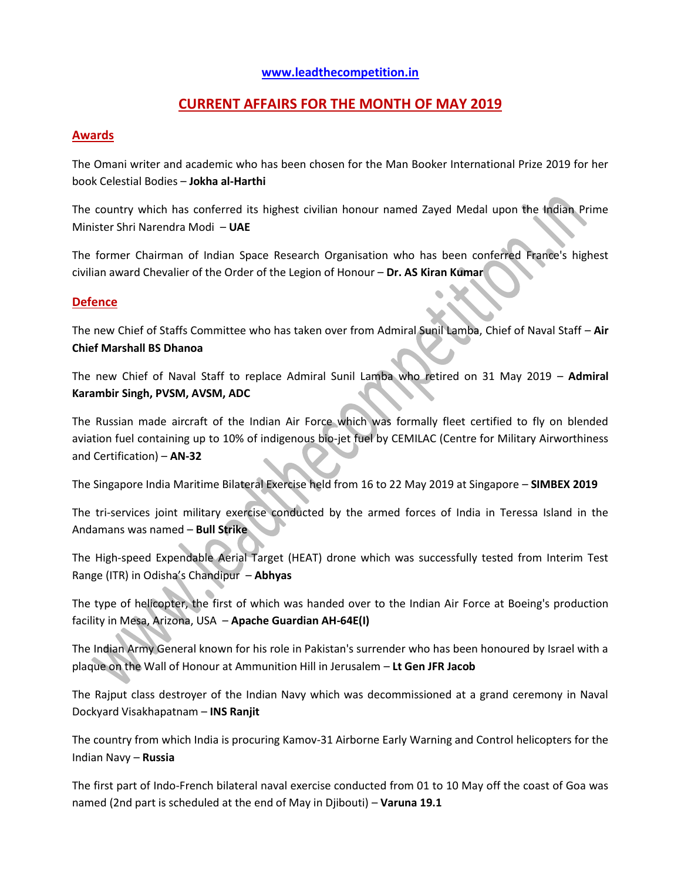www.leadthecompetition.in

# CURRENT AFFAIRS FOR THE MONTH OF MAY 2019

## Awards

The Omani writer and academic who has been chosen for the Man Booker International Prize 2019 for her book Celestial Bodies – **Jokha al-Harthi**

The country which has conferred its highest civilian honour named Zayed Medal upon the Indian Prime Minister Shri Narendra Modi – **UAE**

The former Chairman of Indian Space Research Organisation who has been conferred France's highest civilian award Chevalier of the Order of the Legion of Honour – **Dr. AS Kiran Kumar**

## Defence

The new Chief of Staffs Committee who has taken over from Admiral Sunil Lamba, Chief of Naval Staff – **Air Chief Marshall BS Dhanoa**

The new Chief of Naval Staff to replace Admiral Sunil Lamba who retired on 31 May 2019 – **Admiral Karambir Singh, PVSM, AVSM, ADC**

The Russian made aircraft of the Indian Air Force which was formally fleet certified to fly on blended aviation fuel containing up to 10% of indigenous bio-jet fuel by CEMILAC (Centre for Military Airworthiness and Certification) – **AN-32**

The Singapore India Maritime Bilateral Exercise held from 16 to 22 May 2019 at Singapore – **SIMBEX 2019**

The tri-services joint military exercise conducted by the armed forces of India in Teressa Island in the Andamans was named – **Bull Strike**

The High-speed Expendable Aerial Target (HEAT) drone which was successfully tested from Interim Test Range (ITR) in Odisha's Chandipur – **Abhyas**

The type of helicopter, the first of which was handed over to the Indian Air Force at Boeing's production facility in Mesa, Arizona, USA – **Apache Guardian AH-64E(I)**

The Indian Army General known for his role in Pakistan's surrender who has been honoured by Israel with a plaque on the Wall of Honour at Ammunition Hill in Jerusalem – **Lt Gen JFR Jacob**

The Rajput class destroyer of the Indian Navy which was decommissioned at a grand ceremony in Naval Dockyard Visakhapatnam – **INS Ranjit**

The country from which India is procuring Kamov-31 Airborne Early Warning and Control helicopters for the Indian Navy – **Russia**

The first part of Indo-French bilateral naval exercise conducted from 01 to 10 May off the coast of Goa was named (2nd part is scheduled at the end of May in Djibouti) – **Varuna 19.1**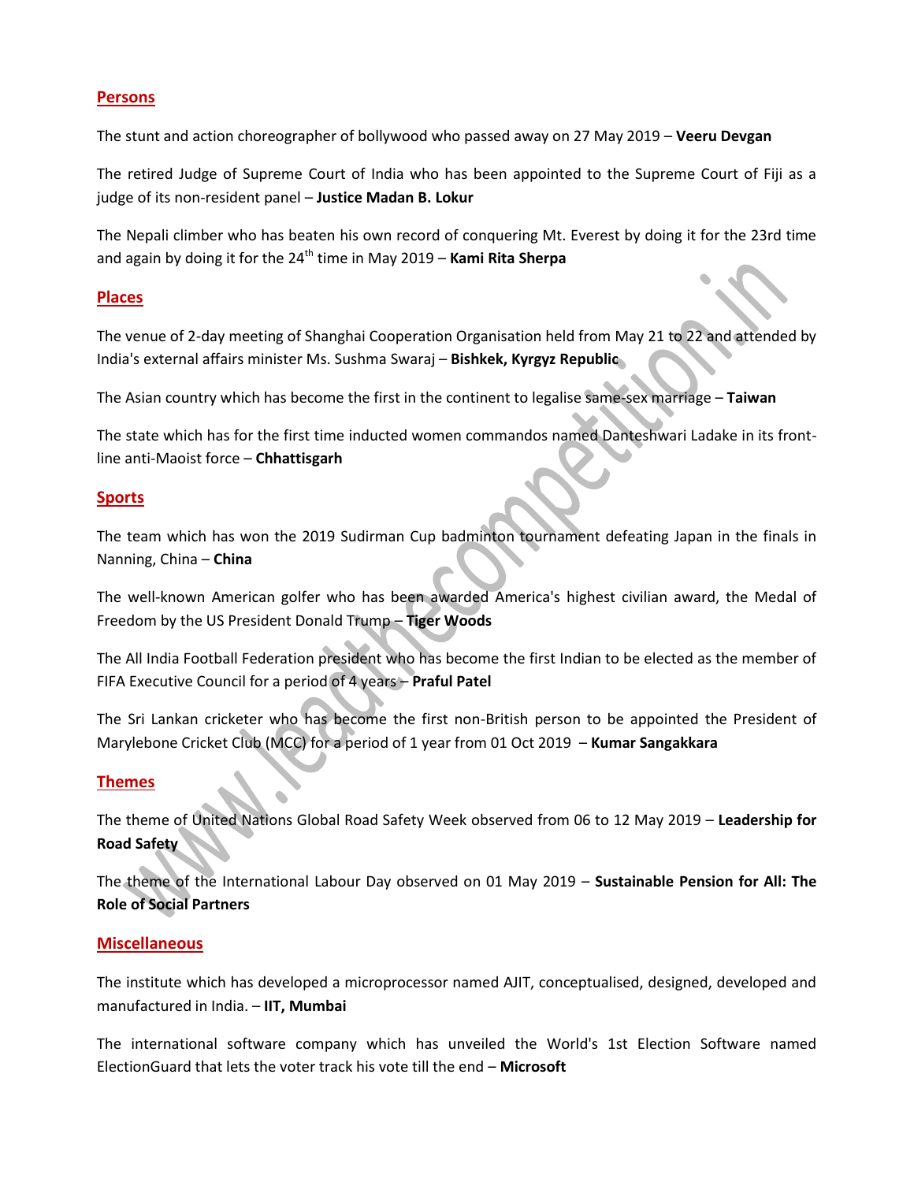## Persons

The stunt and action choreographer of bollywood who passed away on 27 May 2019 – **Veeru Devgan**

The retired Judge of Supreme Court of India who has been appointed to the Supreme Court of Fiji as a judge of its non-resident panel – **Justice Madan B. Lokur**

The Nepali climber who has beaten his own record of conquering Mt. Everest by doing it for the 23rd time and again by doing it for the 24th time in May 2019 – **Kami Rita Sherpa**

## Places

The venue of 2-day meeting of Shanghai Cooperation Organisation held from May 21 to 22 and attended by India's external affairs minister Ms. Sushma Swaraj – **Bishkek, Kyrgyz Republic**

The Asian country which has become the first in the continent to legalise same-sex marriage – **Taiwan**

The state which has for the first time inducted women commandos named Danteshwari Ladake in its front-line anti-Maoist force – **Chhattisgarh**

## Sports

The team which has won the 2019 Sudirman Cup badminton tournament defeating Japan in the finals in Nanning, China – **China**

The well-known American golfer who has been awarded America's highest civilian award, the Medal of Freedom by the US President Donald Trump – **Tiger Woods**

The All India Football Federation president who has become the first Indian to be elected as the member of FIFA Executive Council for a period of 4 years – **Praful Patel**

The Sri Lankan cricketer who has become the first non-British person to be appointed the President of Marylebone Cricket Club (MCC) for a period of 1 year from 01 Oct 2019 – **Kumar Sangakkara**

## Themes

The theme of United Nations Global Road Safety Week observed from 06 to 12 May 2019 – **Leadership for Road Safety**

The theme of the International Labour Day observed on 01 May 2019 – **Sustainable Pension for All: The Role of Social Partners**

## Miscellaneous

The institute which has developed a microprocessor named AJIT, conceptualised, designed, developed and manufactured in India. – **IIT, Mumbai**

The international software company which has unveiled the World's 1st Election Software named ElectionGuard that lets the voter track his vote till the end – **Microsoft**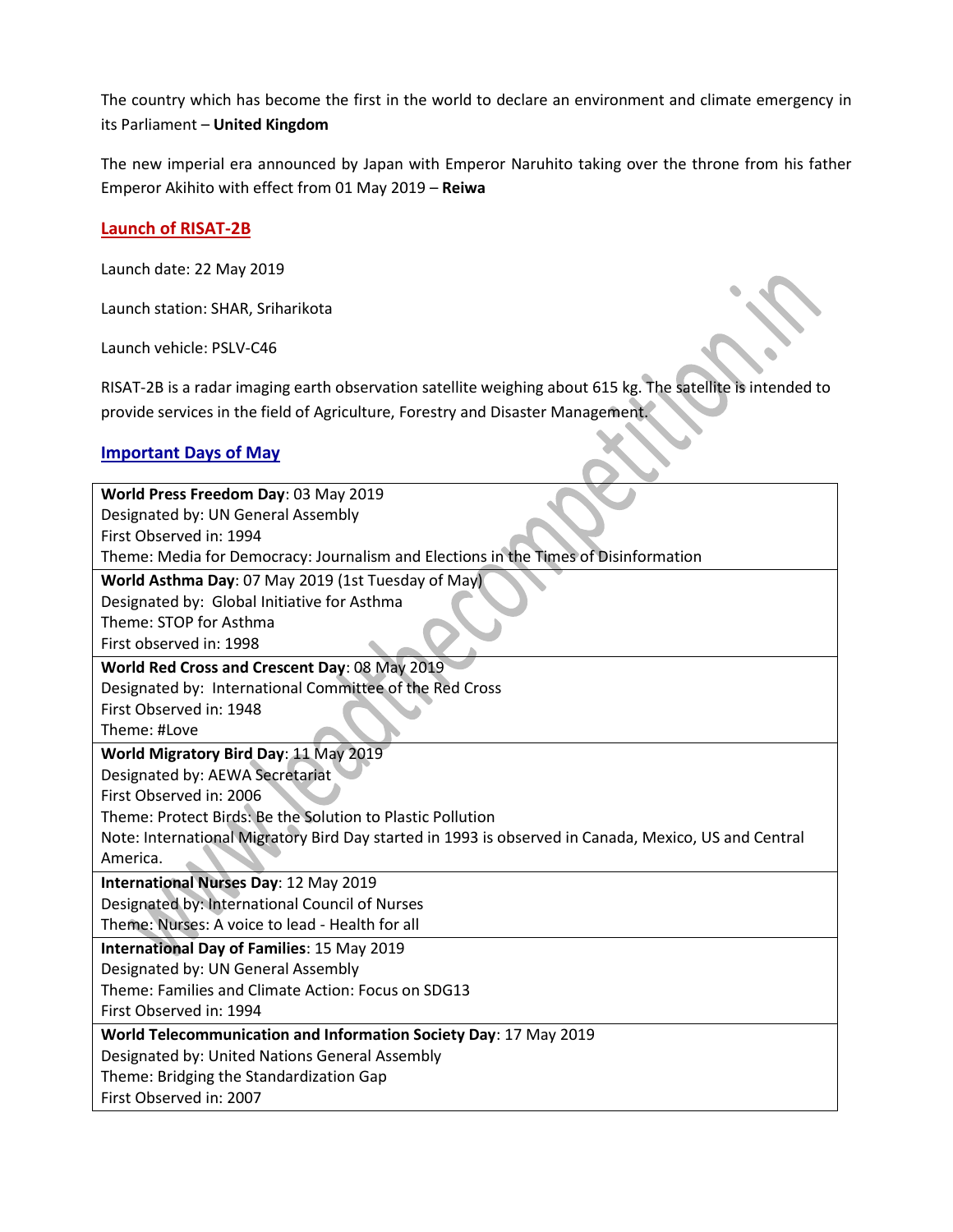The country which has become the first in the world to declare an environment and climate emergency in its Parliament – **United Kingdom**

The new imperial era announced by Japan with Emperor Naruhito taking over the throne from his father Emperor Akihito with effect from 01 May 2019 – **Reiwa**

## Launch of RISAT-2B

Launch date: 22 May 2019

Launch station: SHAR, Sriharikota

Launch vehicle: PSLV-C46

RISAT-2B is a radar imaging earth observation satellite weighing about 615 kg. The satellite is intended to provide services in the field of Agriculture, Forestry and Disaster Management.

## Important Days of May

| |
|---|
| **World Press Freedom Day**: 03 May 2019<br>Designated by: UN General Assembly<br>First Observed in: 1994<br>Theme: Media for Democracy: Journalism and Elections in the Times of Disinformation |
| **World Asthma Day**: 07 May 2019 (1st Tuesday of May)<br>Designated by: Global Initiative for Asthma<br>Theme: STOP for Asthma<br>First observed in: 1998 |
| **World Red Cross and Crescent Day**: 08 May 2019<br>Designated by: International Committee of the Red Cross<br>First Observed in: 1948<br>Theme: #Love |
| **World Migratory Bird Day**: 11 May 2019<br>Designated by: AEWA Secretariat<br>First Observed in: 2006<br>Theme: Protect Birds: Be the Solution to Plastic Pollution<br>Note: International Migratory Bird Day started in 1993 is observed in Canada, Mexico, US and Central America. |
| **International Nurses Day**: 12 May 2019<br>Designated by: International Council of Nurses<br>Theme: Nurses: A voice to lead - Health for all |
| **International Day of Families**: 15 May 2019<br>Designated by: UN General Assembly<br>Theme: Families and Climate Action: Focus on SDG13<br>First Observed in: 1994 |
| **World Telecommunication and Information Society Day**: 17 May 2019<br>Designated by: United Nations General Assembly<br>Theme: Bridging the Standardization Gap<br>First Observed in: 2007 |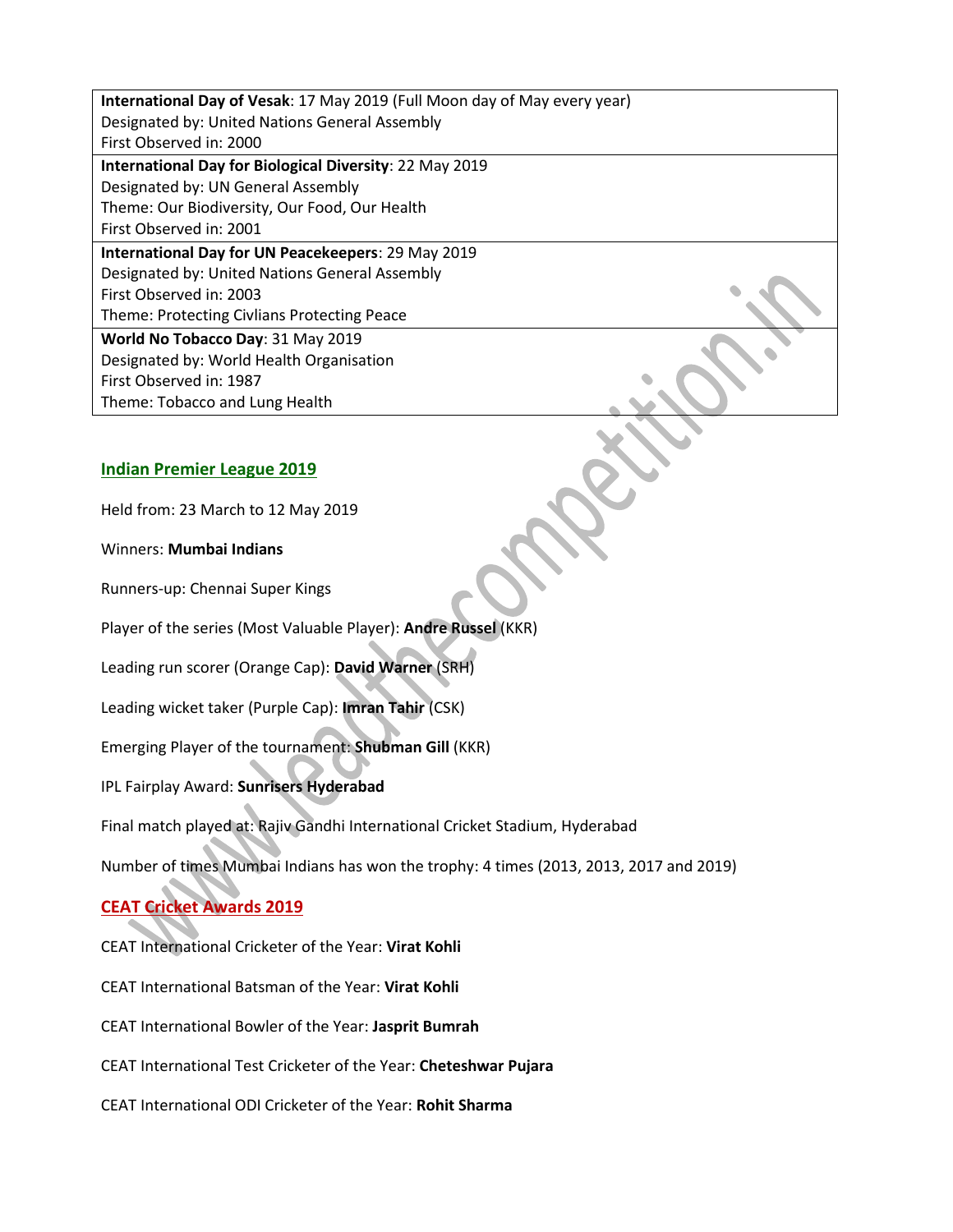| |
|---|
| **International Day of Vesak**: 17 May 2019 (Full Moon day of May every year)<br>Designated by: United Nations General Assembly<br>First Observed in: 2000 |
| **International Day for Biological Diversity**: 22 May 2019<br>Designated by: UN General Assembly<br>Theme: Our Biodiversity, Our Food, Our Health<br>First Observed in: 2001 |
| **International Day for UN Peacekeepers**: 29 May 2019<br>Designated by: United Nations General Assembly<br>First Observed in: 2003<br>Theme: Protecting Civlians Protecting Peace |
| **World No Tobacco Day**: 31 May 2019<br>Designated by: World Health Organisation<br>First Observed in: 1987<br>Theme: Tobacco and Lung Health |

## Indian Premier League 2019

Held from: 23 March to 12 May 2019

Winners: **Mumbai Indians**

Runners-up: Chennai Super Kings

Player of the series (Most Valuable Player): **Andre Russel** (KKR)

Leading run scorer (Orange Cap): **David Warner** (SRH)

Leading wicket taker (Purple Cap): **Imran Tahir** (CSK)

Emerging Player of the tournament: **Shubman Gill** (KKR)

IPL Fairplay Award: **Sunrisers Hyderabad**

Final match played at: Rajiv Gandhi International Cricket Stadium, Hyderabad

Number of times Mumbai Indians has won the trophy: 4 times (2013, 2013, 2017 and 2019)

## CEAT Cricket Awards 2019

CEAT International Cricketer of the Year: **Virat Kohli**

CEAT International Batsman of the Year: **Virat Kohli**

CEAT International Bowler of the Year: **Jasprit Bumrah**

CEAT International Test Cricketer of the Year: **Cheteshwar Pujara**

CEAT International ODI Cricketer of the Year: **Rohit Sharma**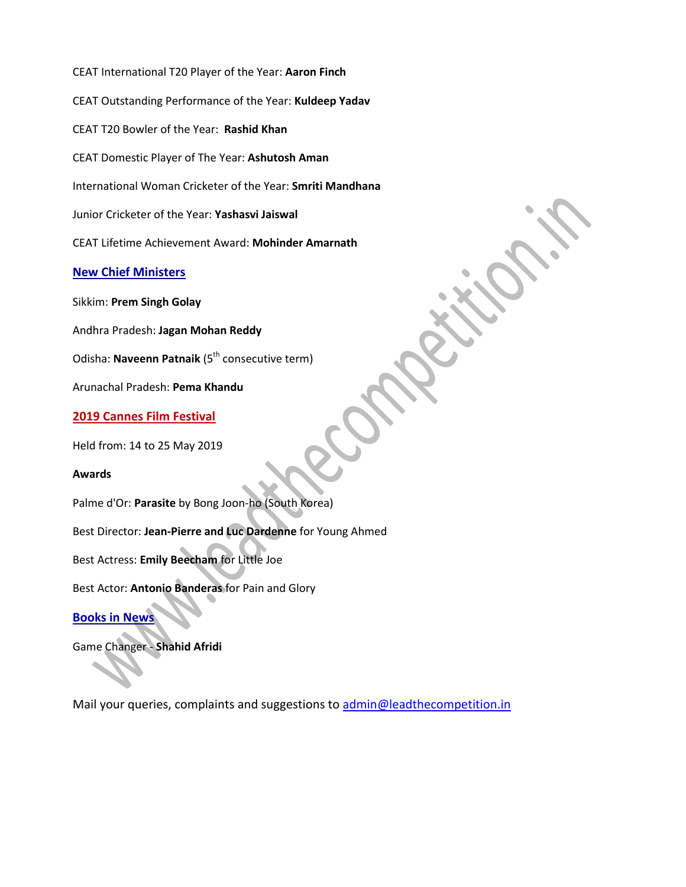CEAT International T20 Player of the Year: **Aaron Finch**

CEAT Outstanding Performance of the Year: **Kuldeep Yadav**

CEAT T20 Bowler of the Year: **Rashid Khan**

CEAT Domestic Player of The Year: **Ashutosh Aman**

International Woman Cricketer of the Year: **Smriti Mandhana**

Junior Cricketer of the Year: **Yashasvi Jaiswal**

CEAT Lifetime Achievement Award: **Mohinder Amarnath**

## New Chief Ministers

Sikkim: **Prem Singh Golay**

Andhra Pradesh: **Jagan Mohan Reddy**

Odisha: **Naveenn Patnaik** (5th consecutive term)

Arunachal Pradesh: **Pema Khandu**

## 2019 Cannes Film Festival

Held from: 14 to 25 May 2019

**Awards**

Palme d'Or: **Parasite** by Bong Joon-ho (South Korea)

Best Director: **Jean-Pierre and Luc Dardenne** for Young Ahmed

Best Actress: **Emily Beecham** for Little Joe

Best Actor: **Antonio Banderas** for Pain and Glory

## Books in News

Game Changer - **Shahid Afridi**

Mail your queries, complaints and suggestions to admin@leadthecompetition.in